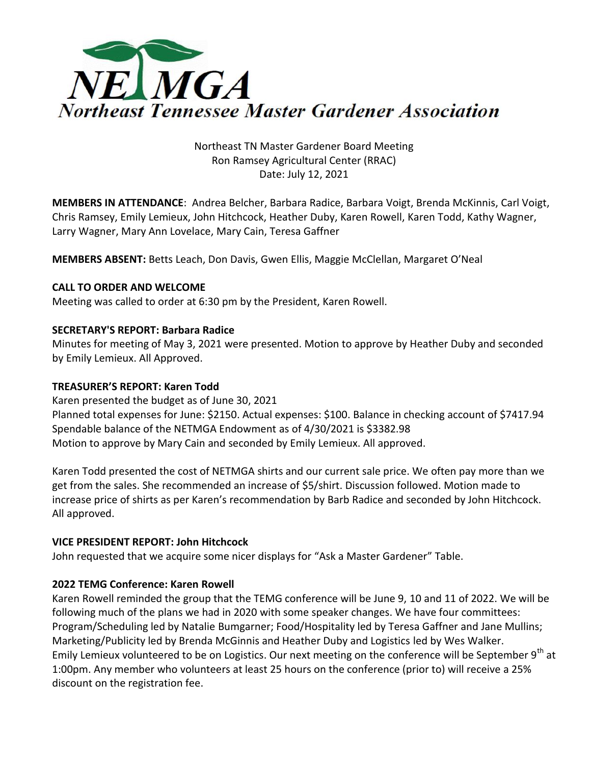NETMGA

*Northeast Tennessee Master Gardener Association*

Northeast TN Master Gardener Board Meeting
Ron Ramsey Agricultural Center (RRAC)
Date: July 12, 2021

**MEMBERS IN ATTENDANCE**: Andrea Belcher, Barbara Radice, Barbara Voigt, Brenda McKinnis, Carl Voigt, Chris Ramsey, Emily Lemieux, John Hitchcock, Heather Duby, Karen Rowell, Karen Todd, Kathy Wagner, Larry Wagner, Mary Ann Lovelace, Mary Cain, Teresa Gaffner

**MEMBERS ABSENT:** Betts Leach, Don Davis, Gwen Ellis, Maggie McClellan, Margaret O'Neal

**CALL TO ORDER AND WELCOME**

Meeting was called to order at 6:30 pm by the President, Karen Rowell.

**SECRETARY'S REPORT: Barbara Radice**

Minutes for meeting of May 3, 2021 were presented. Motion to approve by Heather Duby and seconded by Emily Lemieux. All Approved.

**TREASURER'S REPORT: Karen Todd**

Karen presented the budget as of June 30, 2021
Planned total expenses for June: $2150. Actual expenses: $100. Balance in checking account of $7417.94
Spendable balance of the NETMGA Endowment as of 4/30/2021 is $3382.98
Motion to approve by Mary Cain and seconded by Emily Lemieux. All approved.

Karen Todd presented the cost of NETMGA shirts and our current sale price. We often pay more than we get from the sales. She recommended an increase of $5/shirt. Discussion followed. Motion made to increase price of shirts as per Karen's recommendation by Barb Radice and seconded by John Hitchcock. All approved.

**VICE PRESIDENT REPORT: John Hitchcock**

John requested that we acquire some nicer displays for "Ask a Master Gardener" Table.

**2022 TEMG Conference: Karen Rowell**

Karen Rowell reminded the group that the TEMG conference will be June 9, 10 and 11 of 2022. We will be following much of the plans we had in 2020 with some speaker changes. We have four committees: Program/Scheduling led by Natalie Bumgarner; Food/Hospitality led by Teresa Gaffner and Jane Mullins; Marketing/Publicity led by Brenda McGinnis and Heather Duby and Logistics led by Wes Walker.
Emily Lemieux volunteered to be on Logistics. Our next meeting on the conference will be September 9th at 1:00pm. Any member who volunteers at least 25 hours on the conference (prior to) will receive a 25% discount on the registration fee.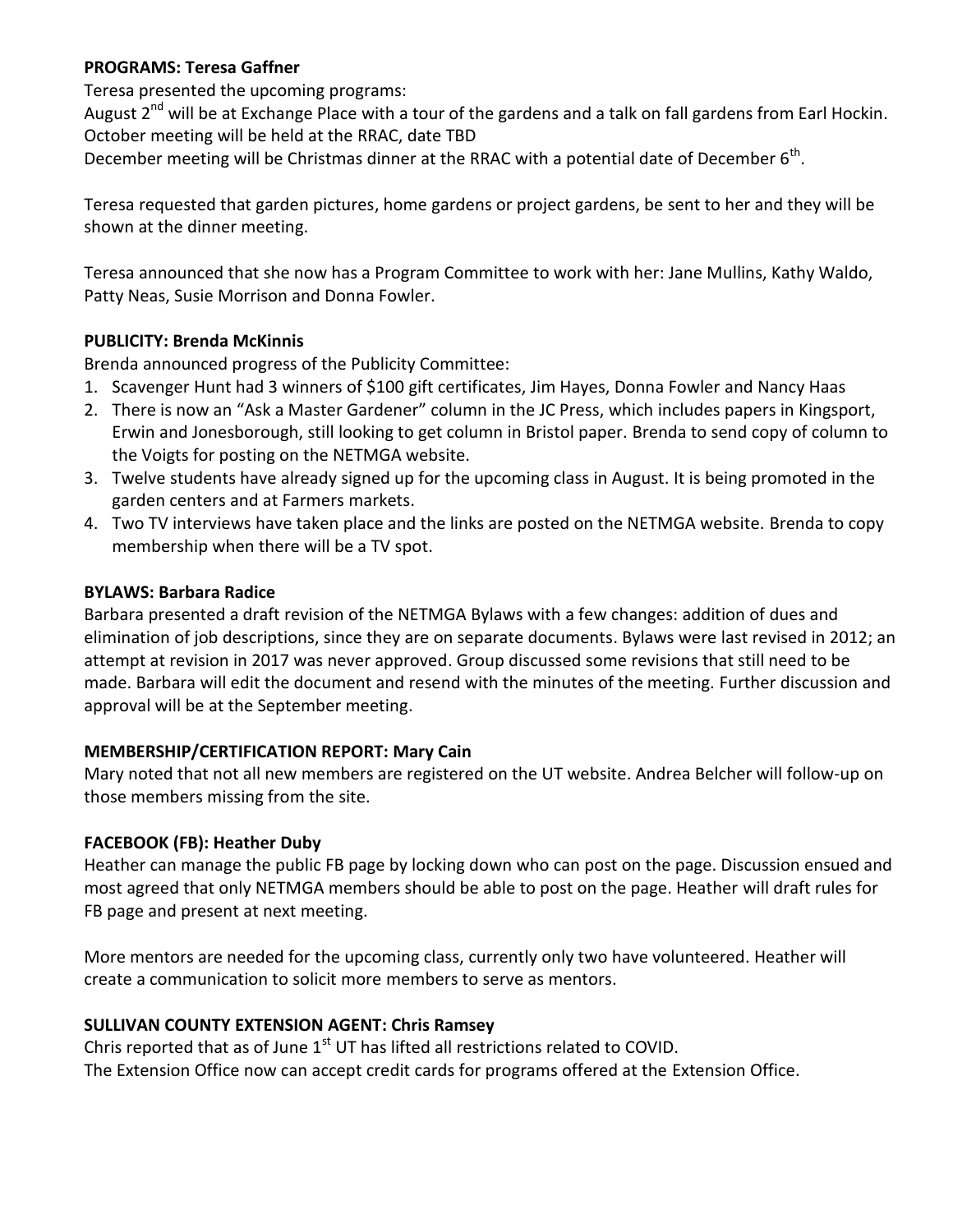**PROGRAMS: Teresa Gaffner**

Teresa presented the upcoming programs:

August 2nd will be at Exchange Place with a tour of the gardens and a talk on fall gardens from Earl Hockin.
October meeting will be held at the RRAC, date TBD
December meeting will be Christmas dinner at the RRAC with a potential date of December 6th.

Teresa requested that garden pictures, home gardens or project gardens, be sent to her and they will be shown at the dinner meeting.

Teresa announced that she now has a Program Committee to work with her: Jane Mullins, Kathy Waldo, Patty Neas, Susie Morrison and Donna Fowler.

**PUBLICITY: Brenda McKinnis**

Brenda announced progress of the Publicity Committee:

1. Scavenger Hunt had 3 winners of $100 gift certificates, Jim Hayes, Donna Fowler and Nancy Haas
2. There is now an "Ask a Master Gardener" column in the JC Press, which includes papers in Kingsport, Erwin and Jonesborough, still looking to get column in Bristol paper. Brenda to send copy of column to the Voigts for posting on the NETMGA website.
3. Twelve students have already signed up for the upcoming class in August. It is being promoted in the garden centers and at Farmers markets.
4. Two TV interviews have taken place and the links are posted on the NETMGA website. Brenda to copy membership when there will be a TV spot.

**BYLAWS: Barbara Radice**

Barbara presented a draft revision of the NETMGA Bylaws with a few changes: addition of dues and elimination of job descriptions, since they are on separate documents. Bylaws were last revised in 2012; an attempt at revision in 2017 was never approved. Group discussed some revisions that still need to be made. Barbara will edit the document and resend with the minutes of the meeting. Further discussion and approval will be at the September meeting.

**MEMBERSHIP/CERTIFICATION REPORT: Mary Cain**

Mary noted that not all new members are registered on the UT website. Andrea Belcher will follow-up on those members missing from the site.

**FACEBOOK (FB): Heather Duby**

Heather can manage the public FB page by locking down who can post on the page. Discussion ensued and most agreed that only NETMGA members should be able to post on the page. Heather will draft rules for FB page and present at next meeting.

More mentors are needed for the upcoming class, currently only two have volunteered. Heather will create a communication to solicit more members to serve as mentors.

**SULLIVAN COUNTY EXTENSION AGENT: Chris Ramsey**

Chris reported that as of June 1st UT has lifted all restrictions related to COVID.
The Extension Office now can accept credit cards for programs offered at the Extension Office.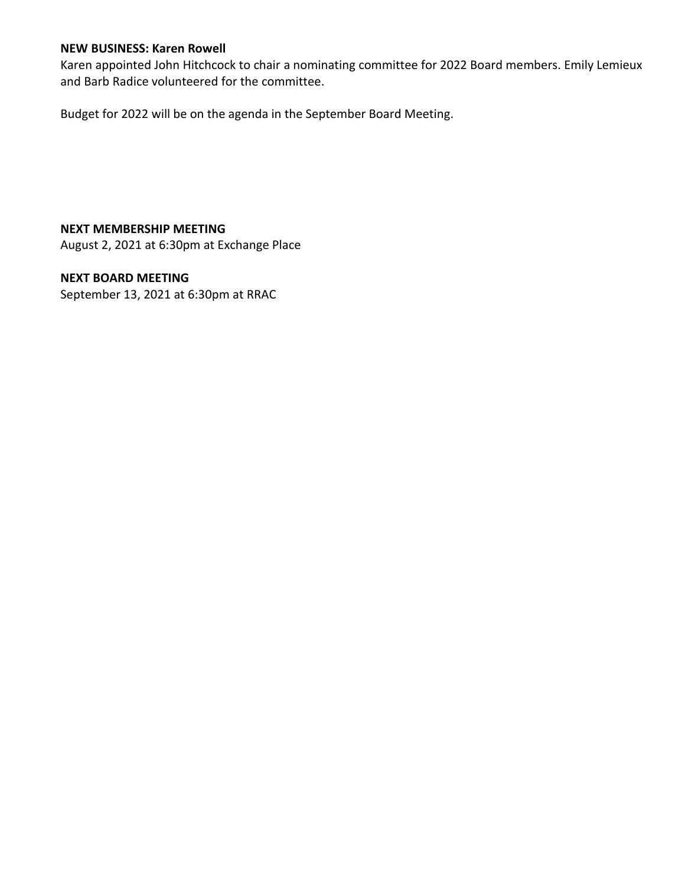**NEW BUSINESS: Karen Rowell**

Karen appointed John Hitchcock to chair a nominating committee for 2022 Board members. Emily Lemieux and Barb Radice volunteered for the committee.

Budget for 2022 will be on the agenda in the September Board Meeting.

**NEXT MEMBERSHIP MEETING**

August 2, 2021 at 6:30pm at Exchange Place

**NEXT BOARD MEETING**

September 13, 2021 at 6:30pm at RRAC